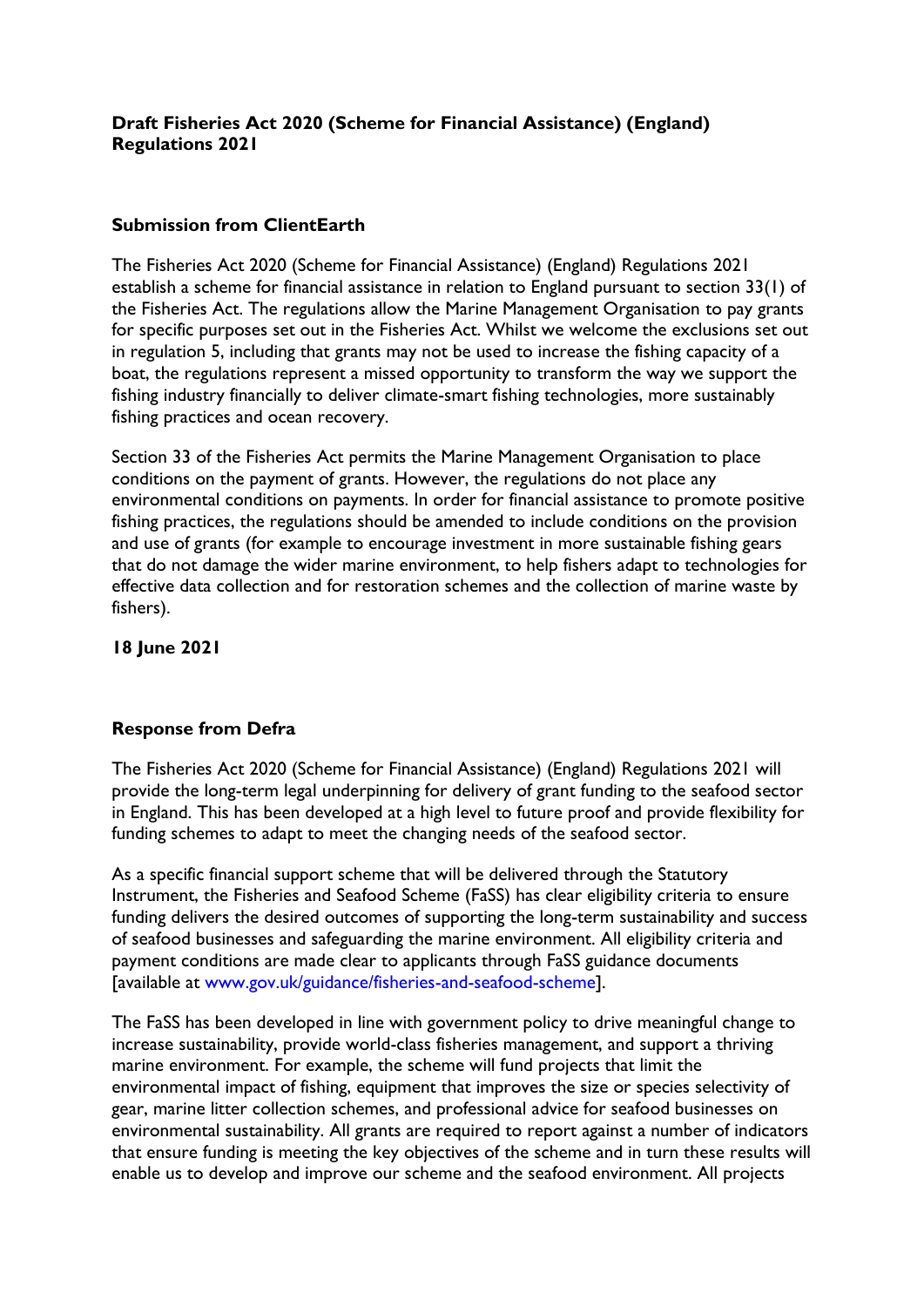**Draft Fisheries Act 2020 (Scheme for Financial Assistance) (England) Regulations 2021**

**Submission from ClientEarth**

The Fisheries Act 2020 (Scheme for Financial Assistance) (England) Regulations 2021 establish a scheme for financial assistance in relation to England pursuant to section 33(1) of the Fisheries Act. The regulations allow the Marine Management Organisation to pay grants for specific purposes set out in the Fisheries Act. Whilst we welcome the exclusions set out in regulation 5, including that grants may not be used to increase the fishing capacity of a boat, the regulations represent a missed opportunity to transform the way we support the fishing industry financially to deliver climate-smart fishing technologies, more sustainably fishing practices and ocean recovery.

Section 33 of the Fisheries Act permits the Marine Management Organisation to place conditions on the payment of grants. However, the regulations do not place any environmental conditions on payments. In order for financial assistance to promote positive fishing practices, the regulations should be amended to include conditions on the provision and use of grants (for example to encourage investment in more sustainable fishing gears that do not damage the wider marine environment, to help fishers adapt to technologies for effective data collection and for restoration schemes and the collection of marine waste by fishers).

**18 June 2021**

**Response from Defra**

The Fisheries Act 2020 (Scheme for Financial Assistance) (England) Regulations 2021 will provide the long-term legal underpinning for delivery of grant funding to the seafood sector in England. This has been developed at a high level to future proof and provide flexibility for funding schemes to adapt to meet the changing needs of the seafood sector.

As a specific financial support scheme that will be delivered through the Statutory Instrument, the Fisheries and Seafood Scheme (FaSS) has clear eligibility criteria to ensure funding delivers the desired outcomes of supporting the long-term sustainability and success of seafood businesses and safeguarding the marine environment. All eligibility criteria and payment conditions are made clear to applicants through FaSS guidance documents [available at www.gov.uk/guidance/fisheries-and-seafood-scheme].

The FaSS has been developed in line with government policy to drive meaningful change to increase sustainability, provide world-class fisheries management, and support a thriving marine environment. For example, the scheme will fund projects that limit the environmental impact of fishing, equipment that improves the size or species selectivity of gear, marine litter collection schemes, and professional advice for seafood businesses on environmental sustainability. All grants are required to report against a number of indicators that ensure funding is meeting the key objectives of the scheme and in turn these results will enable us to develop and improve our scheme and the seafood environment. All projects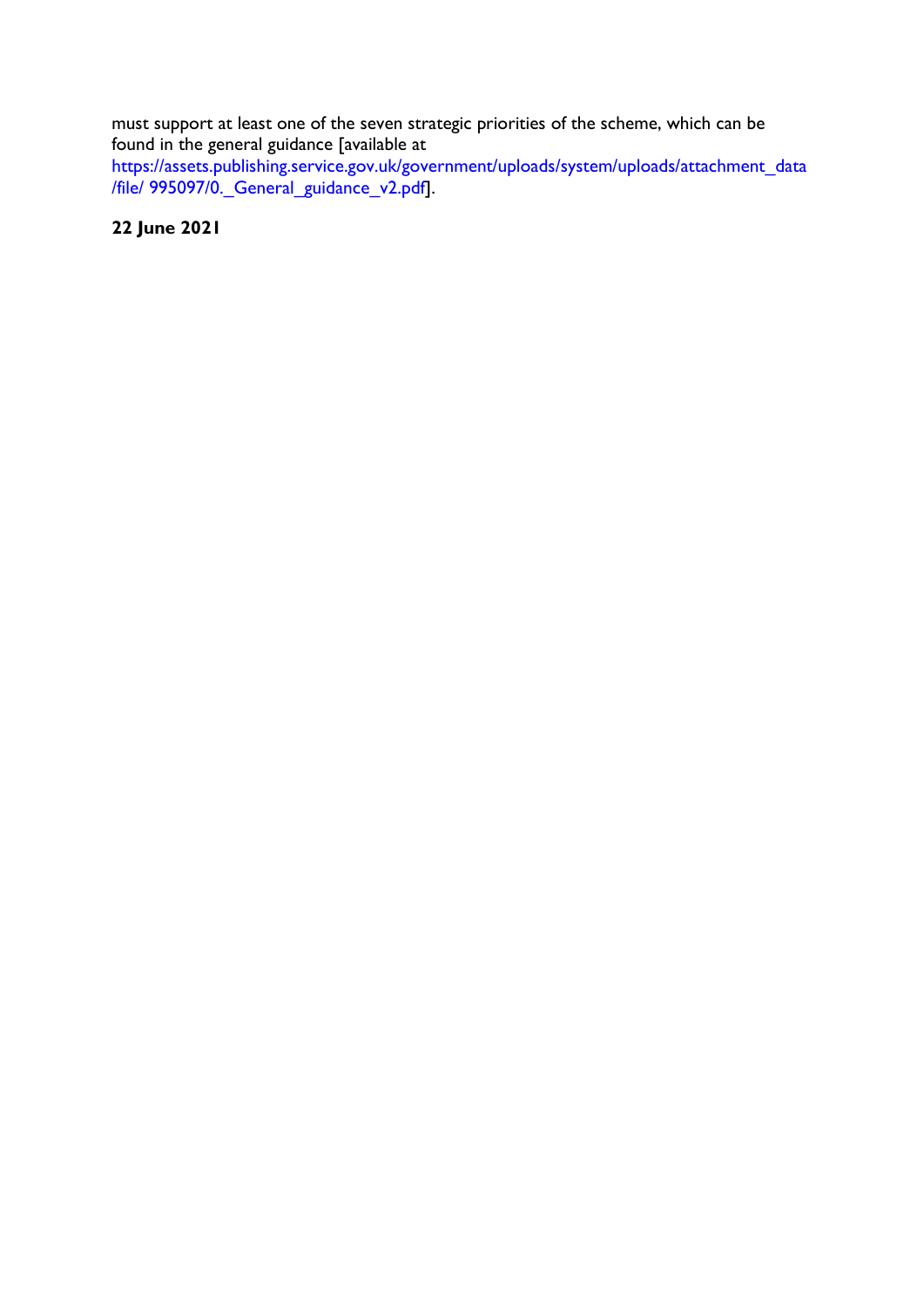must support at least one of the seven strategic priorities of the scheme, which can be found in the general guidance [available at https://assets.publishing.service.gov.uk/government/uploads/system/uploads/attachment_data/file/ 995097/0._General_guidance_v2.pdf].

**22 June 2021**